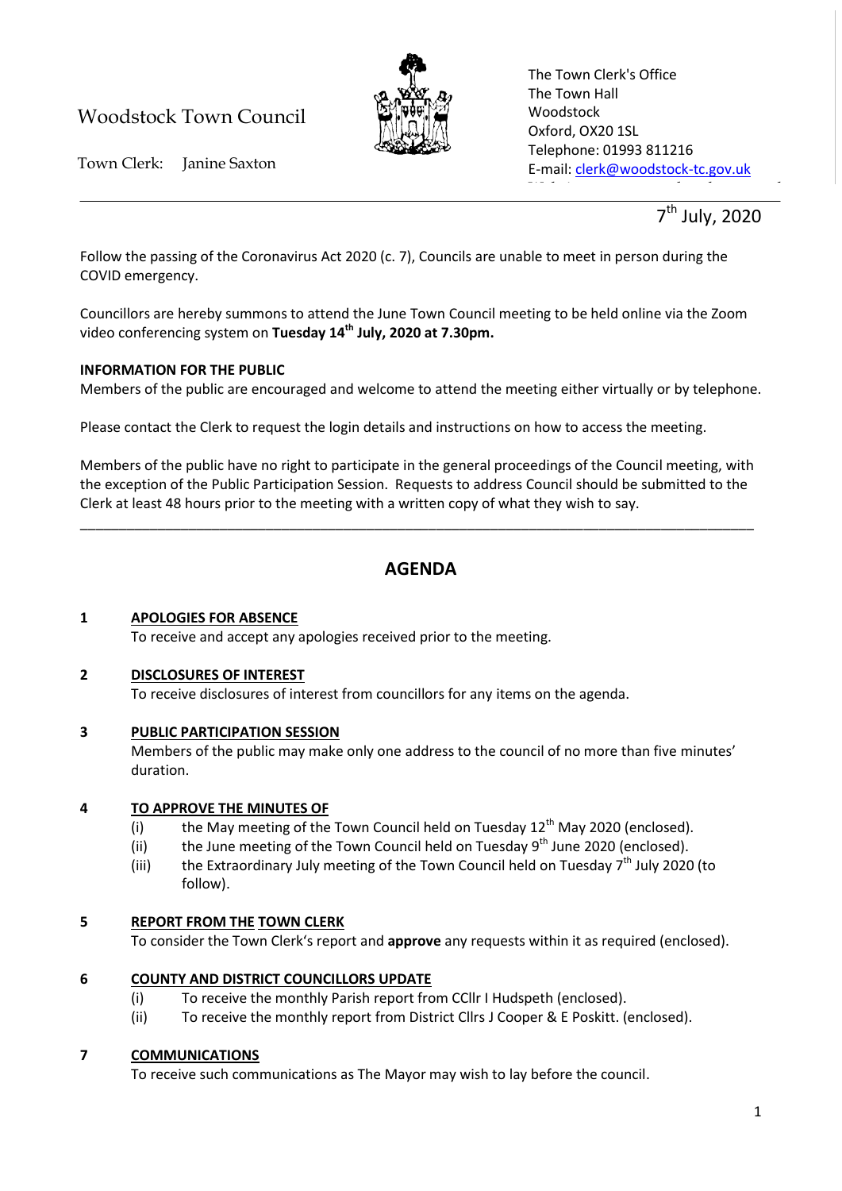Woodstock Town Council

Town Clerk: Janine Saxton

The Town Clerk's Office
The Town Hall
Woodstock
Oxford, OX20 1SL
Telephone: 01993 811216
E-mail: clerk@woodstock-tc.gov.uk

7th July, 2020

Follow the passing of the Coronavirus Act 2020 (c. 7), Councils are unable to meet in person during the COVID emergency.

Councillors are hereby summons to attend the June Town Council meeting to be held online via the Zoom video conferencing system on **Tuesday 14th July, 2020 at 7.30pm.**

**INFORMATION FOR THE PUBLIC**

Members of the public are encouraged and welcome to attend the meeting either virtually or by telephone.

Please contact the Clerk to request the login details and instructions on how to access the meeting.

Members of the public have no right to participate in the general proceedings of the Council meeting, with the exception of the Public Participation Session. Requests to address Council should be submitted to the Clerk at least 48 hours prior to the meeting with a written copy of what they wish to say.

---

## AGENDA

**1 APOLOGIES FOR ABSENCE**

To receive and accept any apologies received prior to the meeting.

**2 DISCLOSURES OF INTEREST**

To receive disclosures of interest from councillors for any items on the agenda.

**3 PUBLIC PARTICIPATION SESSION**

Members of the public may make only one address to the council of no more than five minutes' duration.

**4 TO APPROVE THE MINUTES OF**

(i) the May meeting of the Town Council held on Tuesday 12th May 2020 (enclosed).
(ii) the June meeting of the Town Council held on Tuesday 9th June 2020 (enclosed).
(iii) the Extraordinary July meeting of the Town Council held on Tuesday 7th July 2020 (to follow).

**5 REPORT FROM THE TOWN CLERK**

To consider the Town Clerk's report and **approve** any requests within it as required (enclosed).

**6 COUNTY AND DISTRICT COUNCILLORS UPDATE**

(i) To receive the monthly Parish report from CCllr I Hudspeth (enclosed).
(ii) To receive the monthly report from District Cllrs J Cooper & E Poskitt. (enclosed).

**7 COMMUNICATIONS**

To receive such communications as The Mayor may wish to lay before the council.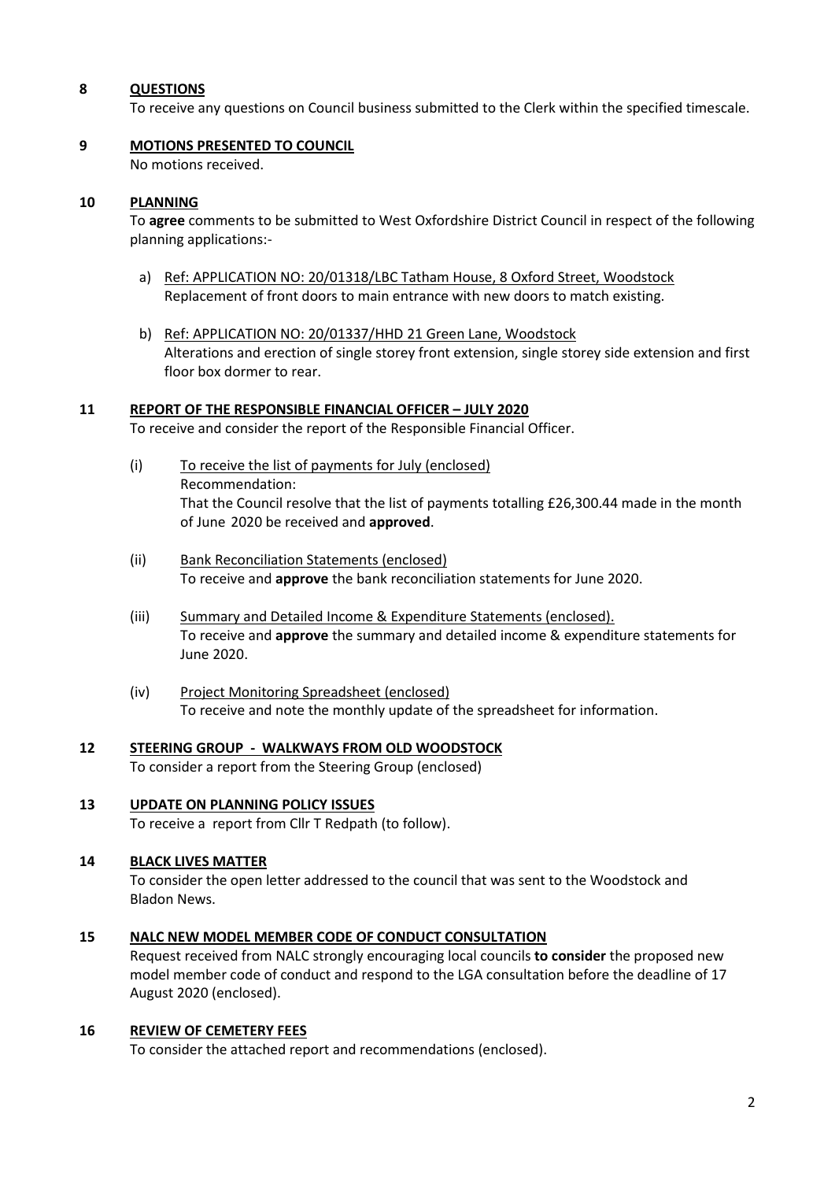## 8 QUESTIONS

To receive any questions on Council business submitted to the Clerk within the specified timescale.

## 9 MOTIONS PRESENTED TO COUNCIL

No motions received.

## 10 PLANNING

To **agree** comments to be submitted to West Oxfordshire District Council in respect of the following planning applications:-

a) Ref: APPLICATION NO: 20/01318/LBC Tatham House, 8 Oxford Street, Woodstock
Replacement of front doors to main entrance with new doors to match existing.

b) Ref: APPLICATION NO: 20/01337/HHD 21 Green Lane, Woodstock
Alterations and erection of single storey front extension, single storey side extension and first floor box dormer to rear.

## 11 REPORT OF THE RESPONSIBLE FINANCIAL OFFICER – JULY 2020

To receive and consider the report of the Responsible Financial Officer.

(i) To receive the list of payments for July (enclosed)
Recommendation:
That the Council resolve that the list of payments totalling £26,300.44 made in the month of June 2020 be received and **approved**.

(ii) Bank Reconciliation Statements (enclosed)
To receive and **approve** the bank reconciliation statements for June 2020.

(iii) Summary and Detailed Income & Expenditure Statements (enclosed).
To receive and **approve** the summary and detailed income & expenditure statements for June 2020.

(iv) Project Monitoring Spreadsheet (enclosed)
To receive and note the monthly update of the spreadsheet for information.

## 12 STEERING GROUP - WALKWAYS FROM OLD WOODSTOCK

To consider a report from the Steering Group (enclosed)

## 13 UPDATE ON PLANNING POLICY ISSUES

To receive a report from Cllr T Redpath (to follow).

## 14 BLACK LIVES MATTER

To consider the open letter addressed to the council that was sent to the Woodstock and Bladon News.

## 15 NALC NEW MODEL MEMBER CODE OF CONDUCT CONSULTATION

Request received from NALC strongly encouraging local councils **to consider** the proposed new model member code of conduct and respond to the LGA consultation before the deadline of 17 August 2020 (enclosed).

## 16 REVIEW OF CEMETERY FEES

To consider the attached report and recommendations (enclosed).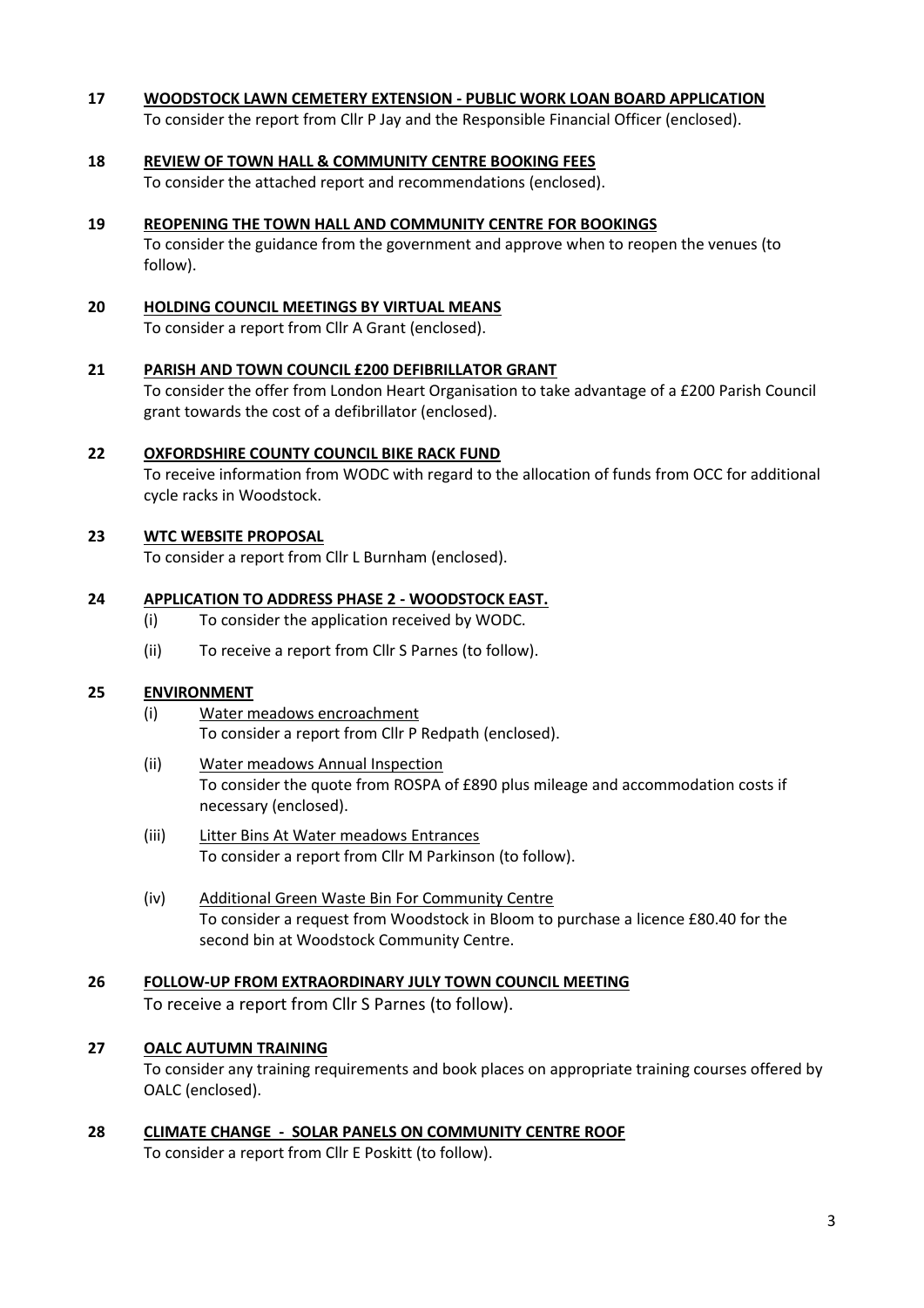**17 WOODSTOCK LAWN CEMETERY EXTENSION - PUBLIC WORK LOAN BOARD APPLICATION**

To consider the report from Cllr P Jay and the Responsible Financial Officer (enclosed).

**18 REVIEW OF TOWN HALL & COMMUNITY CENTRE BOOKING FEES**

To consider the attached report and recommendations (enclosed).

**19 REOPENING THE TOWN HALL AND COMMUNITY CENTRE FOR BOOKINGS**

To consider the guidance from the government and approve when to reopen the venues (to follow).

**20 HOLDING COUNCIL MEETINGS BY VIRTUAL MEANS**

To consider a report from Cllr A Grant (enclosed).

**21 PARISH AND TOWN COUNCIL £200 DEFIBRILLATOR GRANT**

To consider the offer from London Heart Organisation to take advantage of a £200 Parish Council grant towards the cost of a defibrillator (enclosed).

**22 OXFORDSHIRE COUNTY COUNCIL BIKE RACK FUND**

To receive information from WODC with regard to the allocation of funds from OCC for additional cycle racks in Woodstock.

**23 WTC WEBSITE PROPOSAL**

To consider a report from Cllr L Burnham (enclosed).

**24 APPLICATION TO ADDRESS PHASE 2 - WOODSTOCK EAST.**

(i) To consider the application received by WODC.

(ii) To receive a report from Cllr S Parnes (to follow).

**25 ENVIRONMENT**

(i) Water meadows encroachment
To consider a report from Cllr P Redpath (enclosed).

(ii) Water meadows Annual Inspection
To consider the quote from ROSPA of £890 plus mileage and accommodation costs if necessary (enclosed).

(iii) Litter Bins At Water meadows Entrances
To consider a report from Cllr M Parkinson (to follow).

(iv) Additional Green Waste Bin For Community Centre
To consider a request from Woodstock in Bloom to purchase a licence £80.40 for the second bin at Woodstock Community Centre.

**26 FOLLOW-UP FROM EXTRAORDINARY JULY TOWN COUNCIL MEETING**

To receive a report from Cllr S Parnes (to follow).

**27 OALC AUTUMN TRAINING**

To consider any training requirements and book places on appropriate training courses offered by OALC (enclosed).

**28 CLIMATE CHANGE - SOLAR PANELS ON COMMUNITY CENTRE ROOF**

To consider a report from Cllr E Poskitt (to follow).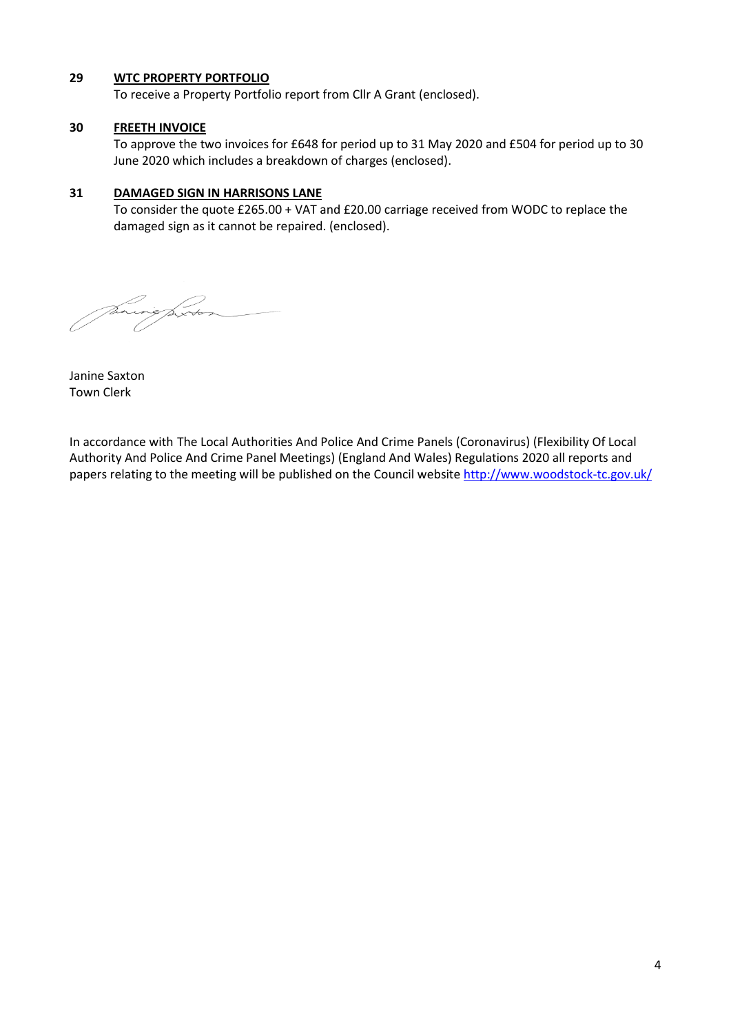**29 WTC PROPERTY PORTFOLIO**

To receive a Property Portfolio report from Cllr A Grant (enclosed).

**30 FREETH INVOICE**

To approve the two invoices for £648 for period up to 31 May 2020 and £504 for period up to 30 June 2020 which includes a breakdown of charges (enclosed).

**31 DAMAGED SIGN IN HARRISONS LANE**

To consider the quote £265.00 + VAT and £20.00 carriage received from WODC to replace the damaged sign as it cannot be repaired. (enclosed).

Janine Saxton
Town Clerk

In accordance with The Local Authorities And Police And Crime Panels (Coronavirus) (Flexibility Of Local Authority And Police And Crime Panel Meetings) (England And Wales) Regulations 2020 all reports and papers relating to the meeting will be published on the Council website http://www.woodstock-tc.gov.uk/